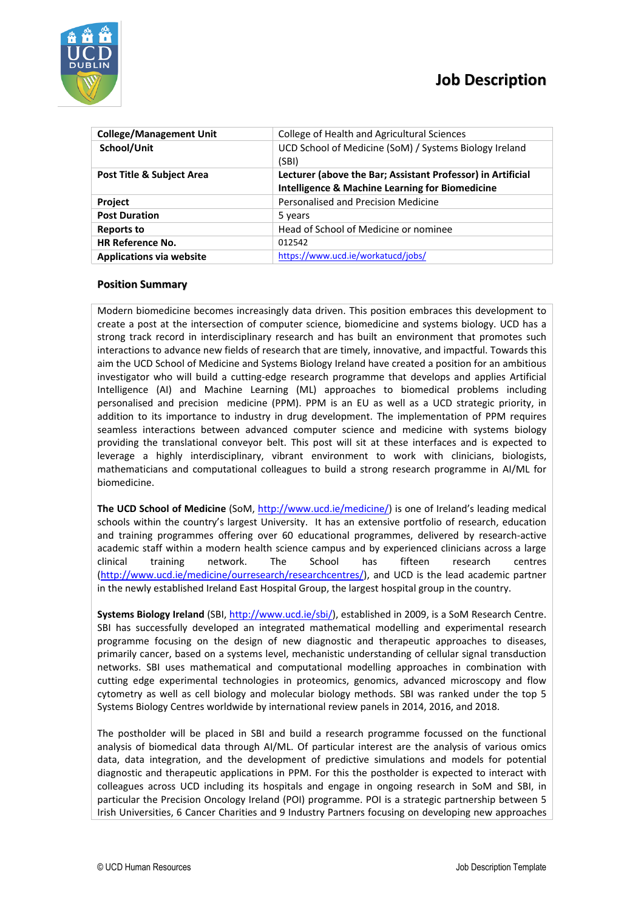# Job Description

| College/Management Unit | College of Health and Agricultural Sciences |
| --- | --- |
| School/Unit | UCD School of Medicine (SoM) / Systems Biology Ireland (SBI) |
| Post Title & Subject Area | **Lecturer (above the Bar; Assistant Professor) in Artificial Intelligence & Machine Learning for Biomedicine** |
| Project | Personalised and Precision Medicine |
| Post Duration | 5 years |
| Reports to | Head of School of Medicine or nominee |
| HR Reference No. | 012542 |
| Applications via website | https://www.ucd.ie/workatucd/jobs/ |

## Position Summary

Modern biomedicine becomes increasingly data driven. This position embraces this development to create a post at the intersection of computer science, biomedicine and systems biology. UCD has a strong track record in interdisciplinary research and has built an environment that promotes such interactions to advance new fields of research that are timely, innovative, and impactful. Towards this aim the UCD School of Medicine and Systems Biology Ireland have created a position for an ambitious investigator who will build a cutting-edge research programme that develops and applies Artificial Intelligence (AI) and Machine Learning (ML) approaches to biomedical problems including personalised and precision medicine (PPM). PPM is an EU as well as a UCD strategic priority, in addition to its importance to industry in drug development. The implementation of PPM requires seamless interactions between advanced computer science and medicine with systems biology providing the translational conveyor belt. This post will sit at these interfaces and is expected to leverage a highly interdisciplinary, vibrant environment to work with clinicians, biologists, mathematicians and computational colleagues to build a strong research programme in AI/ML for biomedicine.

**The UCD School of Medicine** (SoM, http://www.ucd.ie/medicine/) is one of Ireland's leading medical schools within the country's largest University. It has an extensive portfolio of research, education and training programmes offering over 60 educational programmes, delivered by research-active academic staff within a modern health science campus and by experienced clinicians across a large clinical training network. The School has fifteen research centres (http://www.ucd.ie/medicine/ourresearch/researchcentres/), and UCD is the lead academic partner in the newly established Ireland East Hospital Group, the largest hospital group in the country.

**Systems Biology Ireland** (SBI, http://www.ucd.ie/sbi/), established in 2009, is a SoM Research Centre. SBI has successfully developed an integrated mathematical modelling and experimental research programme focusing on the design of new diagnostic and therapeutic approaches to diseases, primarily cancer, based on a systems level, mechanistic understanding of cellular signal transduction networks. SBI uses mathematical and computational modelling approaches in combination with cutting edge experimental technologies in proteomics, genomics, advanced microscopy and flow cytometry as well as cell biology and molecular biology methods. SBI was ranked under the top 5 Systems Biology Centres worldwide by international review panels in 2014, 2016, and 2018.

The postholder will be placed in SBI and build a research programme focussed on the functional analysis of biomedical data through AI/ML. Of particular interest are the analysis of various omics data, data integration, and the development of predictive simulations and models for potential diagnostic and therapeutic applications in PPM. For this the postholder is expected to interact with colleagues across UCD including its hospitals and engage in ongoing research in SoM and SBI, in particular the Precision Oncology Ireland (POI) programme. POI is a strategic partnership between 5 Irish Universities, 6 Cancer Charities and 9 Industry Partners focusing on developing new approaches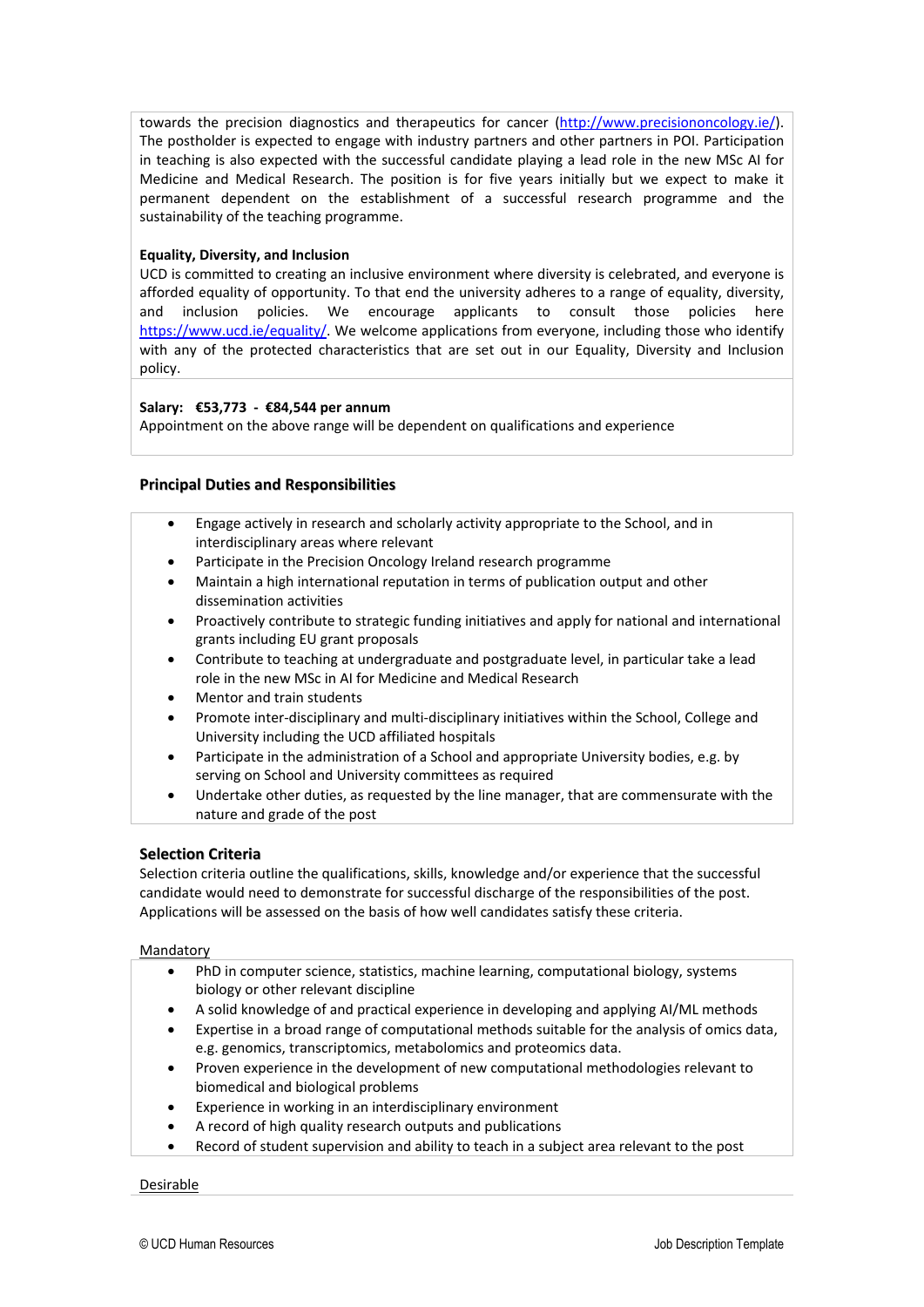towards the precision diagnostics and therapeutics for cancer (http://www.precisiononcology.ie/). The postholder is expected to engage with industry partners and other partners in POI. Participation in teaching is also expected with the successful candidate playing a lead role in the new MSc AI for Medicine and Medical Research. The position is for five years initially but we expect to make it permanent dependent on the establishment of a successful research programme and the sustainability of the teaching programme.

**Equality, Diversity, and Inclusion**

UCD is committed to creating an inclusive environment where diversity is celebrated, and everyone is afforded equality of opportunity. To that end the university adheres to a range of equality, diversity, and inclusion policies. We encourage applicants to consult those policies here https://www.ucd.ie/equality/. We welcome applications from everyone, including those who identify with any of the protected characteristics that are set out in our Equality, Diversity and Inclusion policy.

**Salary: €53,773 - €84,544 per annum**

Appointment on the above range will be dependent on qualifications and experience

## Principal Duties and Responsibilities

- Engage actively in research and scholarly activity appropriate to the School, and in interdisciplinary areas where relevant
- Participate in the Precision Oncology Ireland research programme
- Maintain a high international reputation in terms of publication output and other dissemination activities
- Proactively contribute to strategic funding initiatives and apply for national and international grants including EU grant proposals
- Contribute to teaching at undergraduate and postgraduate level, in particular take a lead role in the new MSc in AI for Medicine and Medical Research
- Mentor and train students
- Promote inter-disciplinary and multi-disciplinary initiatives within the School, College and University including the UCD affiliated hospitals
- Participate in the administration of a School and appropriate University bodies, e.g. by serving on School and University committees as required
- Undertake other duties, as requested by the line manager, that are commensurate with the nature and grade of the post

## Selection Criteria

Selection criteria outline the qualifications, skills, knowledge and/or experience that the successful candidate would need to demonstrate for successful discharge of the responsibilities of the post. Applications will be assessed on the basis of how well candidates satisfy these criteria.

Mandatory

- PhD in computer science, statistics, machine learning, computational biology, systems biology or other relevant discipline
- A solid knowledge of and practical experience in developing and applying AI/ML methods
- Expertise in a broad range of computational methods suitable for the analysis of omics data, e.g. genomics, transcriptomics, metabolomics and proteomics data.
- Proven experience in the development of new computational methodologies relevant to biomedical and biological problems
- Experience in working in an interdisciplinary environment
- A record of high quality research outputs and publications
- Record of student supervision and ability to teach in a subject area relevant to the post

Desirable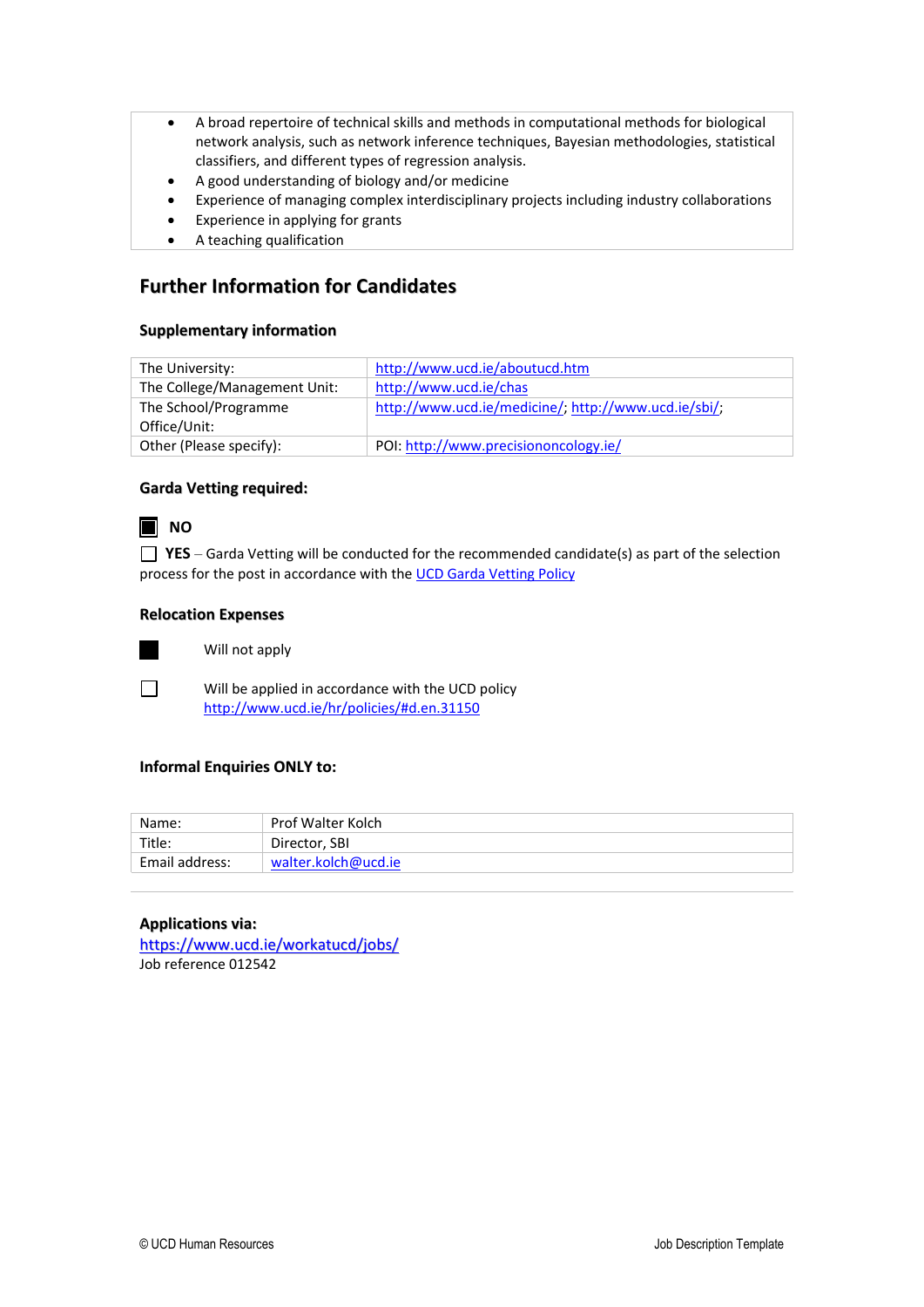- A broad repertoire of technical skills and methods in computational methods for biological network analysis, such as network inference techniques, Bayesian methodologies, statistical classifiers, and different types of regression analysis.
- A good understanding of biology and/or medicine
- Experience of managing complex interdisciplinary projects including industry collaborations
- Experience in applying for grants
- A teaching qualification

## Further Information for Candidates

### Supplementary information

| | |
|---|---|
| The University: | http://www.ucd.ie/aboutucd.htm |
| The College/Management Unit: | http://www.ucd.ie/chas |
| The School/Programme Office/Unit: | http://www.ucd.ie/medicine/; http://www.ucd.ie/sbi/; |
| Other (Please specify): | POI: http://www.precisiononcology.ie/ |

### Garda Vetting required:

☒ **NO**

☐ **YES** – Garda Vetting will be conducted for the recommended candidate(s) as part of the selection process for the post in accordance with the UCD Garda Vetting Policy

### Relocation Expenses

☒ Will not apply

☐ Will be applied in accordance with the UCD policy http://www.ucd.ie/hr/policies/#d.en.31150

### Informal Enquiries ONLY to:

| | |
|---|---|
| Name: | Prof Walter Kolch |
| Title: | Director, SBI |
| Email address: | walter.kolch@ucd.ie |

---

**Applications via:**
https://www.ucd.ie/workatucd/jobs/
Job reference 012542